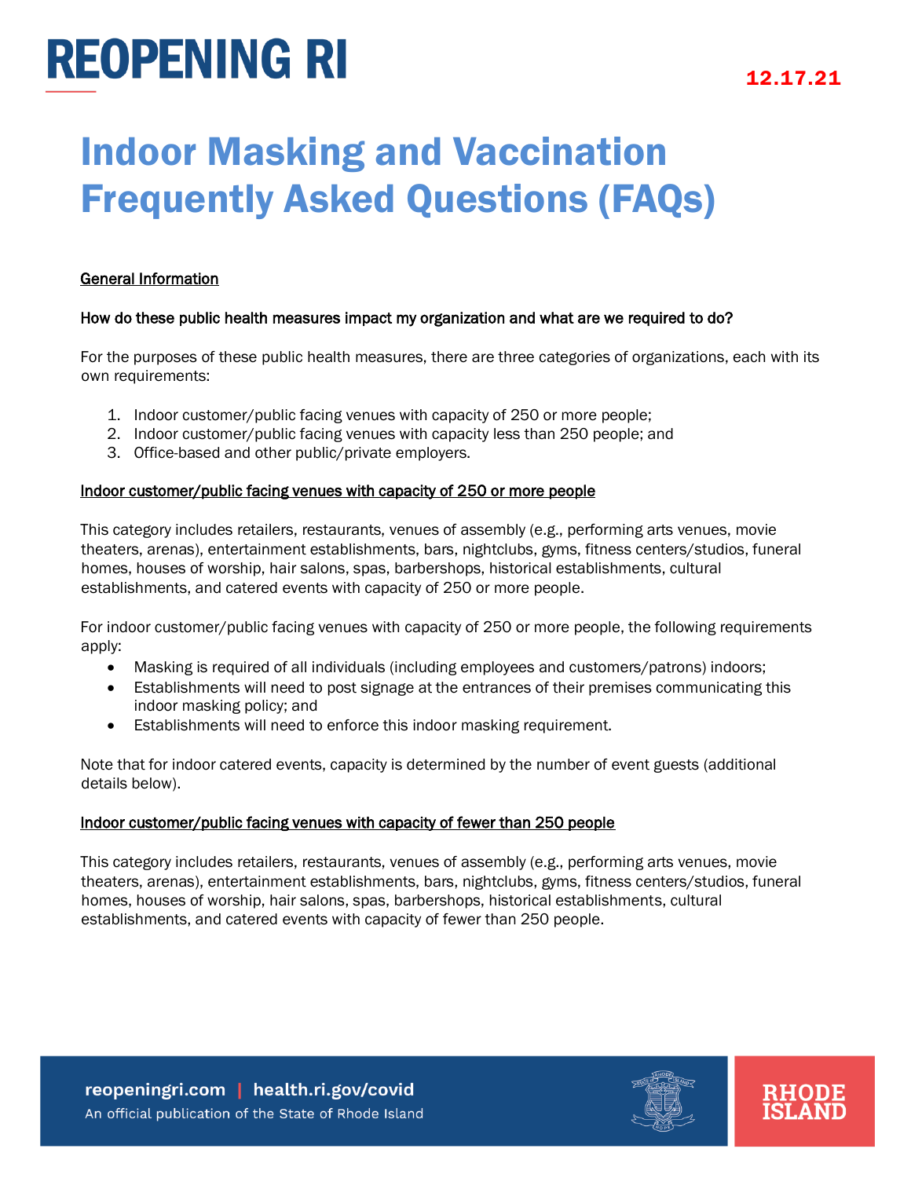# REOPENING RI

12.17.21

## Indoor Masking and Vaccination Frequently Asked Questions (FAQs)

### General Information

**How do these public health measures impact my organization and what are we required to do?**

For the purposes of these public health measures, there are three categories of organizations, each with its own requirements:

1. Indoor customer/public facing venues with capacity of 250 or more people;
2. Indoor customer/public facing venues with capacity less than 250 people; and
3. Office-based and other public/private employers.

#### Indoor customer/public facing venues with capacity of 250 or more people

This category includes retailers, restaurants, venues of assembly (e.g., performing arts venues, movie theaters, arenas), entertainment establishments, bars, nightclubs, gyms, fitness centers/studios, funeral homes, houses of worship, hair salons, spas, barbershops, historical establishments, cultural establishments, and catered events with capacity of 250 or more people.

For indoor customer/public facing venues with capacity of 250 or more people, the following requirements apply:

- Masking is required of all individuals (including employees and customers/patrons) indoors;
- Establishments will need to post signage at the entrances of their premises communicating this indoor masking policy; and
- Establishments will need to enforce this indoor masking requirement.

Note that for indoor catered events, capacity is determined by the number of event guests (additional details below).

#### Indoor customer/public facing venues with capacity of fewer than 250 people

This category includes retailers, restaurants, venues of assembly (e.g., performing arts venues, movie theaters, arenas), entertainment establishments, bars, nightclubs, gyms, fitness centers/studios, funeral homes, houses of worship, hair salons, spas, barbershops, historical establishments, cultural establishments, and catered events with capacity of fewer than 250 people.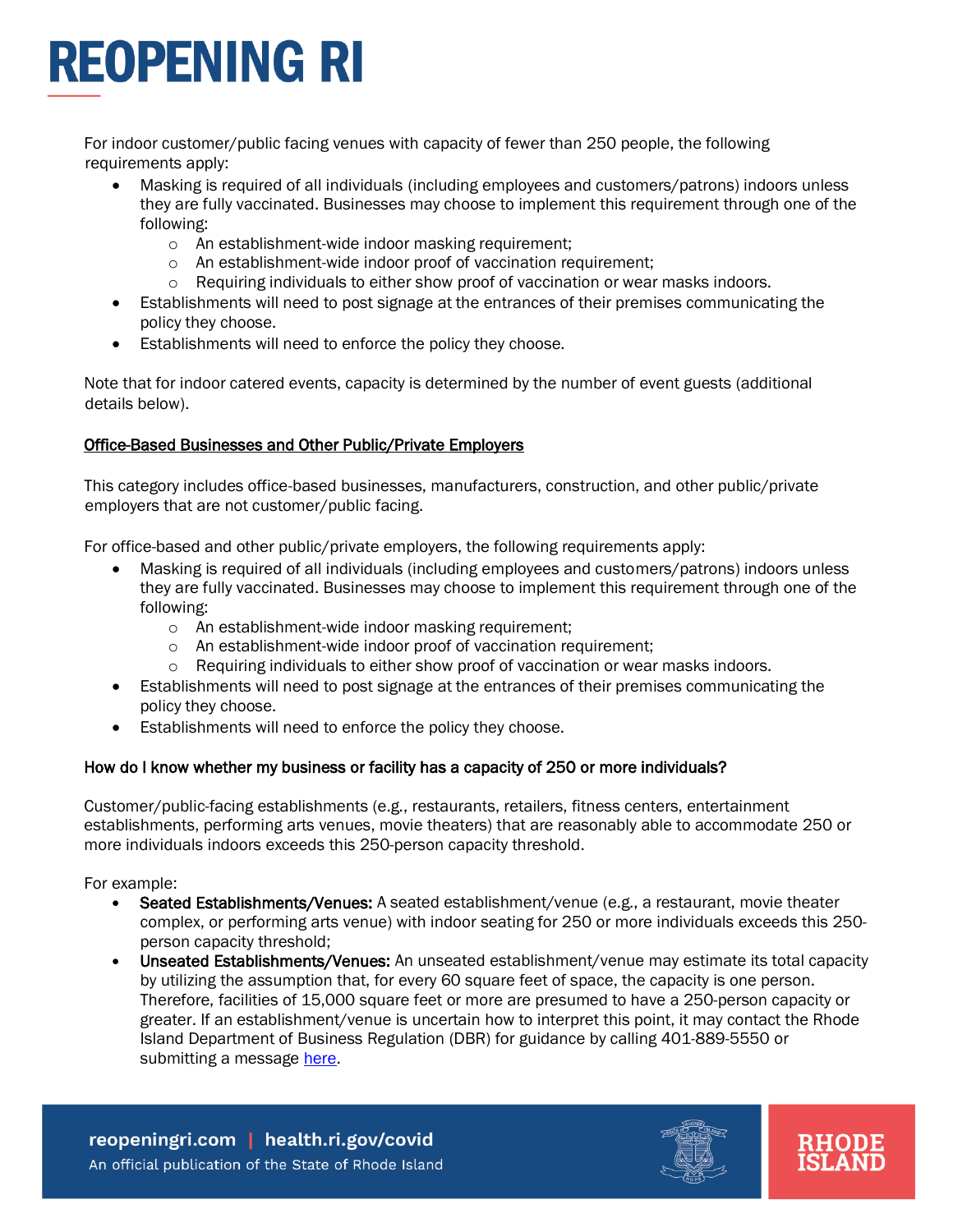For indoor customer/public facing venues with capacity of fewer than 250 people, the following requirements apply:

- Masking is required of all individuals (including employees and customers/patrons) indoors unless they are fully vaccinated. Businesses may choose to implement this requirement through one of the following:
  - An establishment-wide indoor masking requirement;
  - An establishment-wide indoor proof of vaccination requirement;
  - Requiring individuals to either show proof of vaccination or wear masks indoors.
- Establishments will need to post signage at the entrances of their premises communicating the policy they choose.
- Establishments will need to enforce the policy they choose.

Note that for indoor catered events, capacity is determined by the number of event guests (additional details below).

<u>Office-Based Businesses and Other Public/Private Employers</u>

This category includes office-based businesses, manufacturers, construction, and other public/private employers that are not customer/public facing.

For office-based and other public/private employers, the following requirements apply:

- Masking is required of all individuals (including employees and customers/patrons) indoors unless they are fully vaccinated. Businesses may choose to implement this requirement through one of the following:
  - An establishment-wide indoor masking requirement;
  - An establishment-wide indoor proof of vaccination requirement;
  - Requiring individuals to either show proof of vaccination or wear masks indoors.
- Establishments will need to post signage at the entrances of their premises communicating the policy they choose.
- Establishments will need to enforce the policy they choose.

**How do I know whether my business or facility has a capacity of 250 or more individuals?**

Customer/public-facing establishments (e.g., restaurants, retailers, fitness centers, entertainment establishments, performing arts venues, movie theaters) that are reasonably able to accommodate 250 or more individuals indoors exceeds this 250-person capacity threshold.

For example:

- **Seated Establishments/Venues:** A seated establishment/venue (e.g., a restaurant, movie theater complex, or performing arts venue) with indoor seating for 250 or more individuals exceeds this 250-person capacity threshold;
- **Unseated Establishments/Venues:** An unseated establishment/venue may estimate its total capacity by utilizing the assumption that, for every 60 square feet of space, the capacity is one person. Therefore, facilities of 15,000 square feet or more are presumed to have a 250-person capacity or greater. If an establishment/venue is uncertain how to interpret this point, it may contact the Rhode Island Department of Business Regulation (DBR) for guidance by calling 401-889-5550 or submitting a message here.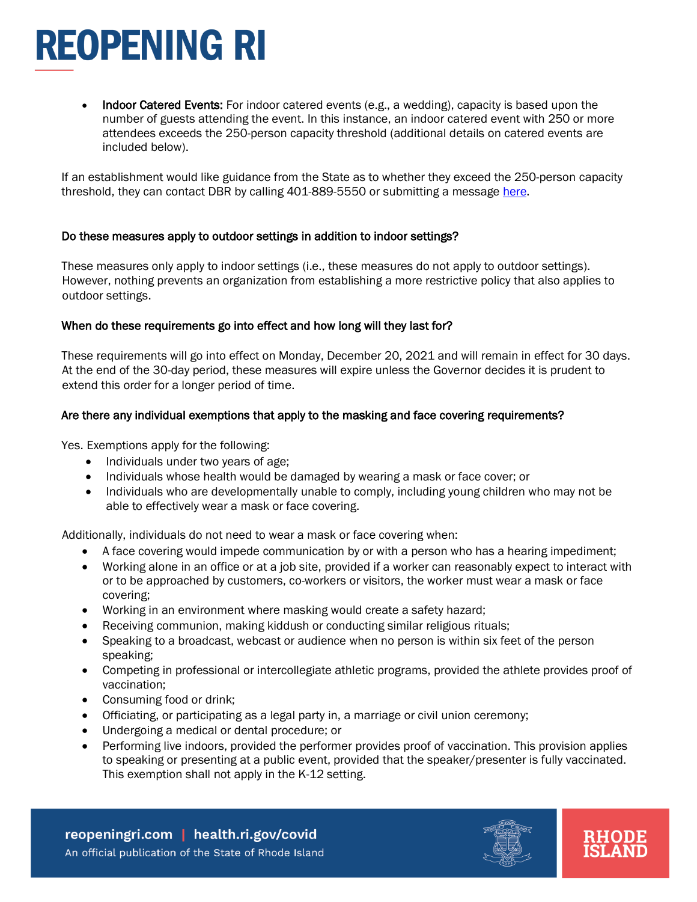- **Indoor Catered Events:** For indoor catered events (e.g., a wedding), capacity is based upon the number of guests attending the event. In this instance, an indoor catered event with 250 or more attendees exceeds the 250-person capacity threshold (additional details on catered events are included below).

If an establishment would like guidance from the State as to whether they exceed the 250-person capacity threshold, they can contact DBR by calling 401-889-5550 or submitting a message here.

### Do these measures apply to outdoor settings in addition to indoor settings?

These measures only apply to indoor settings (i.e., these measures do not apply to outdoor settings). However, nothing prevents an organization from establishing a more restrictive policy that also applies to outdoor settings.

### When do these requirements go into effect and how long will they last for?

These requirements will go into effect on Monday, December 20, 2021 and will remain in effect for 30 days. At the end of the 30-day period, these measures will expire unless the Governor decides it is prudent to extend this order for a longer period of time.

### Are there any individual exemptions that apply to the masking and face covering requirements?

Yes. Exemptions apply for the following:

- Individuals under two years of age;
- Individuals whose health would be damaged by wearing a mask or face cover; or
- Individuals who are developmentally unable to comply, including young children who may not be able to effectively wear a mask or face covering.

Additionally, individuals do not need to wear a mask or face covering when:

- A face covering would impede communication by or with a person who has a hearing impediment;
- Working alone in an office or at a job site, provided if a worker can reasonably expect to interact with or to be approached by customers, co-workers or visitors, the worker must wear a mask or face covering;
- Working in an environment where masking would create a safety hazard;
- Receiving communion, making kiddush or conducting similar religious rituals;
- Speaking to a broadcast, webcast or audience when no person is within six feet of the person speaking;
- Competing in professional or intercollegiate athletic programs, provided the athlete provides proof of vaccination;
- Consuming food or drink;
- Officiating, or participating as a legal party in, a marriage or civil union ceremony;
- Undergoing a medical or dental procedure; or
- Performing live indoors, provided the performer provides proof of vaccination. This provision applies to speaking or presenting at a public event, provided that the speaker/presenter is fully vaccinated. This exemption shall not apply in the K-12 setting.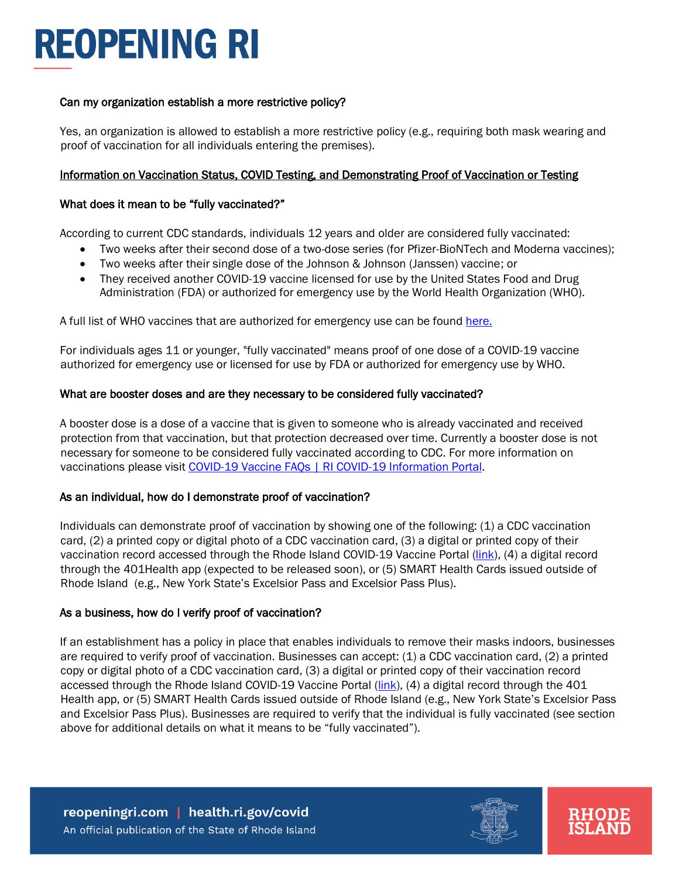### Can my organization establish a more restrictive policy?

Yes, an organization is allowed to establish a more restrictive policy (e.g., requiring both mask wearing and proof of vaccination for all individuals entering the premises).

## Information on Vaccination Status, COVID Testing, and Demonstrating Proof of Vaccination or Testing

### What does it mean to be "fully vaccinated?"

According to current CDC standards, individuals 12 years and older are considered fully vaccinated:

- Two weeks after their second dose of a two-dose series (for Pfizer-BioNTech and Moderna vaccines);
- Two weeks after their single dose of the Johnson & Johnson (Janssen) vaccine; or
- They received another COVID-19 vaccine licensed for use by the United States Food and Drug Administration (FDA) or authorized for emergency use by the World Health Organization (WHO).

A full list of WHO vaccines that are authorized for emergency use can be found here.

For individuals ages 11 or younger, "fully vaccinated" means proof of one dose of a COVID-19 vaccine authorized for emergency use or licensed for use by FDA or authorized for emergency use by WHO.

### What are booster doses and are they necessary to be considered fully vaccinated?

A booster dose is a dose of a vaccine that is given to someone who is already vaccinated and received protection from that vaccination, but that protection decreased over time. Currently a booster dose is not necessary for someone to be considered fully vaccinated according to CDC. For more information on vaccinations please visit COVID-19 Vaccine FAQs | RI COVID-19 Information Portal.

### As an individual, how do I demonstrate proof of vaccination?

Individuals can demonstrate proof of vaccination by showing one of the following: (1) a CDC vaccination card, (2) a printed copy or digital photo of a CDC vaccination card, (3) a digital or printed copy of their vaccination record accessed through the Rhode Island COVID-19 Vaccine Portal (link), (4) a digital record through the 401Health app (expected to be released soon), or (5) SMART Health Cards issued outside of Rhode Island (e.g., New York State's Excelsior Pass and Excelsior Pass Plus).

### As a business, how do I verify proof of vaccination?

If an establishment has a policy in place that enables individuals to remove their masks indoors, businesses are required to verify proof of vaccination. Businesses can accept: (1) a CDC vaccination card, (2) a printed copy or digital photo of a CDC vaccination card, (3) a digital or printed copy of their vaccination record accessed through the Rhode Island COVID-19 Vaccine Portal (link), (4) a digital record through the 401 Health app, or (5) SMART Health Cards issued outside of Rhode Island (e.g., New York State's Excelsior Pass and Excelsior Pass Plus). Businesses are required to verify that the individual is fully vaccinated (see section above for additional details on what it means to be "fully vaccinated").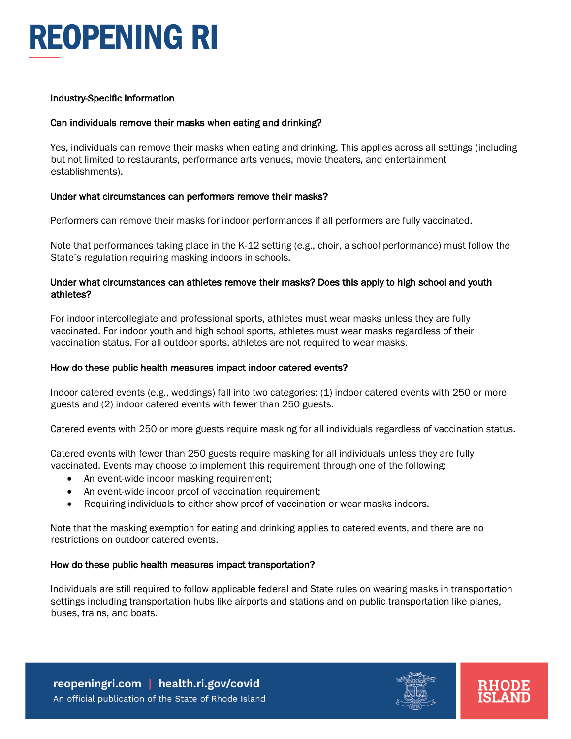Industry-Specific Information

### Can individuals remove their masks when eating and drinking?

Yes, individuals can remove their masks when eating and drinking. This applies across all settings (including but not limited to restaurants, performance arts venues, movie theaters, and entertainment establishments).

### Under what circumstances can performers remove their masks?

Performers can remove their masks for indoor performances if all performers are fully vaccinated.

Note that performances taking place in the K-12 setting (e.g., choir, a school performance) must follow the State's regulation requiring masking indoors in schools.

### Under what circumstances can athletes remove their masks? Does this apply to high school and youth athletes?

For indoor intercollegiate and professional sports, athletes must wear masks unless they are fully vaccinated. For indoor youth and high school sports, athletes must wear masks regardless of their vaccination status. For all outdoor sports, athletes are not required to wear masks.

### How do these public health measures impact indoor catered events?

Indoor catered events (e.g., weddings) fall into two categories: (1) indoor catered events with 250 or more guests and (2) indoor catered events with fewer than 250 guests.

Catered events with 250 or more guests require masking for all individuals regardless of vaccination status.

Catered events with fewer than 250 guests require masking for all individuals unless they are fully vaccinated. Events may choose to implement this requirement through one of the following:

- An event-wide indoor masking requirement;
- An event-wide indoor proof of vaccination requirement;
- Requiring individuals to either show proof of vaccination or wear masks indoors.

Note that the masking exemption for eating and drinking applies to catered events, and there are no restrictions on outdoor catered events.

### How do these public health measures impact transportation?

Individuals are still required to follow applicable federal and State rules on wearing masks in transportation settings including transportation hubs like airports and stations and on public transportation like planes, buses, trains, and boats.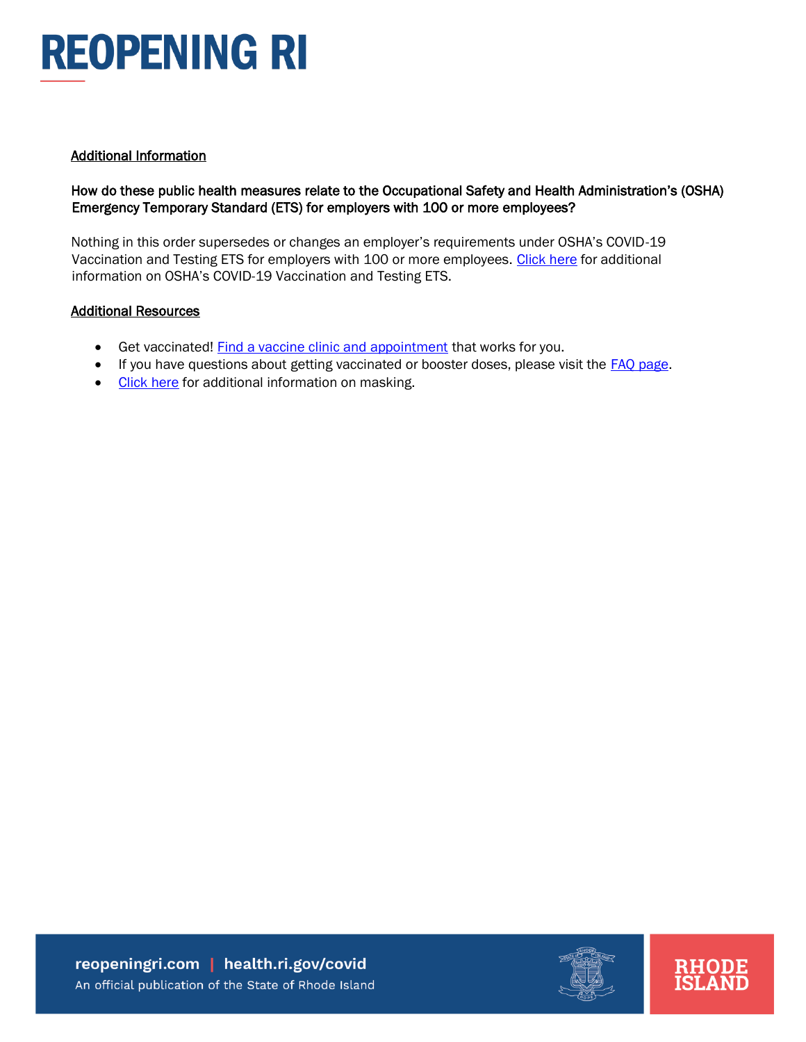<u>Additional Information</u>

**How do these public health measures relate to the Occupational Safety and Health Administration's (OSHA) Emergency Temporary Standard (ETS) for employers with 100 or more employees?**

Nothing in this order supersedes or changes an employer's requirements under OSHA's COVID-19 Vaccination and Testing ETS for employers with 100 or more employees. Click here for additional information on OSHA's COVID-19 Vaccination and Testing ETS.

<u>Additional Resources</u>

- Get vaccinated! Find a vaccine clinic and appointment that works for you.
- If you have questions about getting vaccinated or booster doses, please visit the FAQ page.
- Click here for additional information on masking.